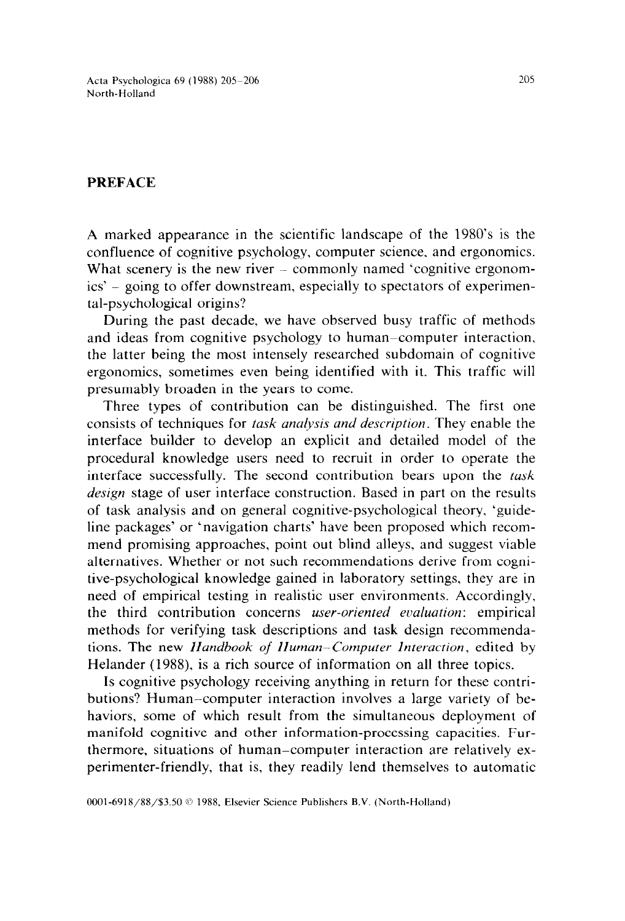# PREFACE

A marked appearance in the scientific landscape of the 1980's is the confluence of cognitive psychology, computer science, and ergonomics. What scenery is the new river – commonly named 'cognitive ergonomics' – going to offer downstream, especially to spectators of experimental-psychological origins?

During the past decade, we have observed busy traffic of methods and ideas from cognitive psychology to human–computer interaction, the latter being the most intensely researched subdomain of cognitive ergonomics, sometimes even being identified with it. This traffic will presumably broaden in the years to come.

Three types of contribution can be distinguished. The first one consists of techniques for *task analysis and description*. They enable the interface builder to develop an explicit and detailed model of the procedural knowledge users need to recruit in order to operate the interface successfully. The second contribution bears upon the *task design* stage of user interface construction. Based in part on the results of task analysis and on general cognitive-psychological theory, 'guideline packages' or 'navigation charts' have been proposed which recommend promising approaches, point out blind alleys, and suggest viable alternatives. Whether or not such recommendations derive from cognitive-psychological knowledge gained in laboratory settings, they are in need of empirical testing in realistic user environments. Accordingly, the third contribution concerns *user-oriented evaluation*: empirical methods for verifying task descriptions and task design recommendations. The new *Handbook of Human–Computer Interaction*, edited by Helander (1988), is a rich source of information on all three topics.

Is cognitive psychology receiving anything in return for these contributions? Human–computer interaction involves a large variety of behaviors, some of which result from the simultaneous deployment of manifold cognitive and other information-processing capacities. Furthermore, situations of human–computer interaction are relatively experimenter-friendly, that is, they readily lend themselves to automatic

0001-6918/88/$3.50 © 1988, Elsevier Science Publishers B.V. (North-Holland)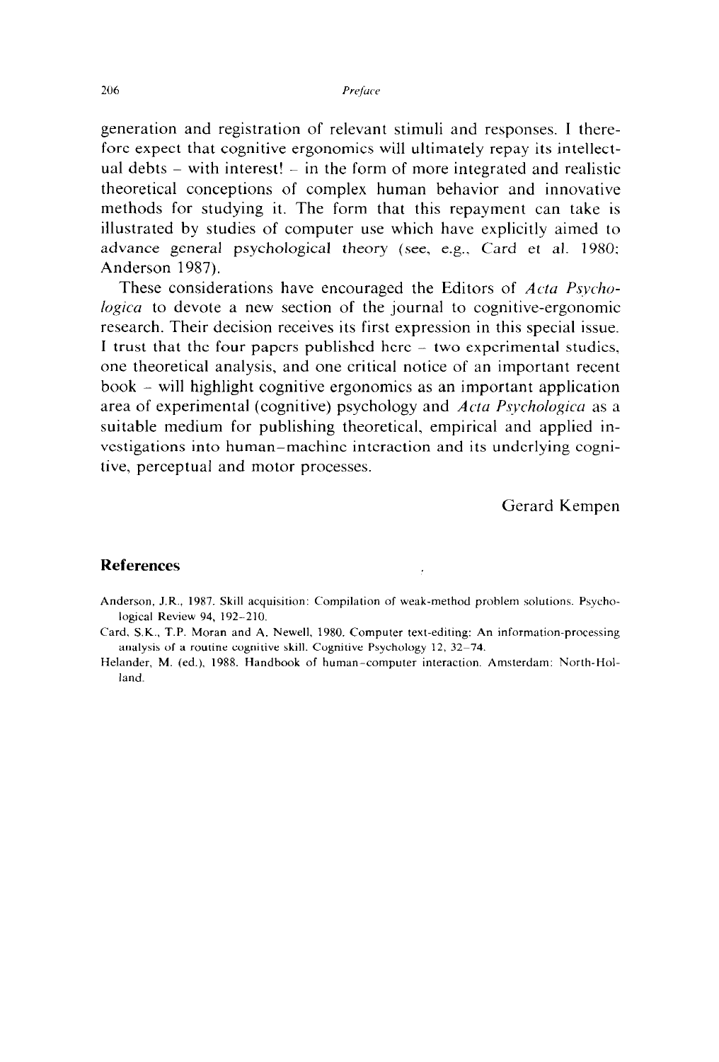generation and registration of relevant stimuli and responses. I therefore expect that cognitive ergonomics will ultimately repay its intellectual debts – with interest! – in the form of more integrated and realistic theoretical conceptions of complex human behavior and innovative methods for studying it. The form that this repayment can take is illustrated by studies of computer use which have explicitly aimed to advance general psychological theory (see, e.g., Card et al. 1980; Anderson 1987).

These considerations have encouraged the Editors of *Acta Psychologica* to devote a new section of the journal to cognitive-ergonomic research. Their decision receives its first expression in this special issue. I trust that the four papers published here – two experimental studies, one theoretical analysis, and one critical notice of an important recent book – will highlight cognitive ergonomics as an important application area of experimental (cognitive) psychology and *Acta Psychologica* as a suitable medium for publishing theoretical, empirical and applied investigations into human–machine interaction and its underlying cognitive, perceptual and motor processes.

Gerard Kempen

## References

Anderson, J.R., 1987. Skill acquisition: Compilation of weak-method problem solutions. Psychological Review 94, 192–210.

Card, S.K., T.P. Moran and A. Newell, 1980. Computer text-editing: An information-processing analysis of a routine cognitive skill. Cognitive Psychology 12, 32–74.

Helander, M. (ed.), 1988. Handbook of human–computer interaction. Amsterdam: North-Holland.